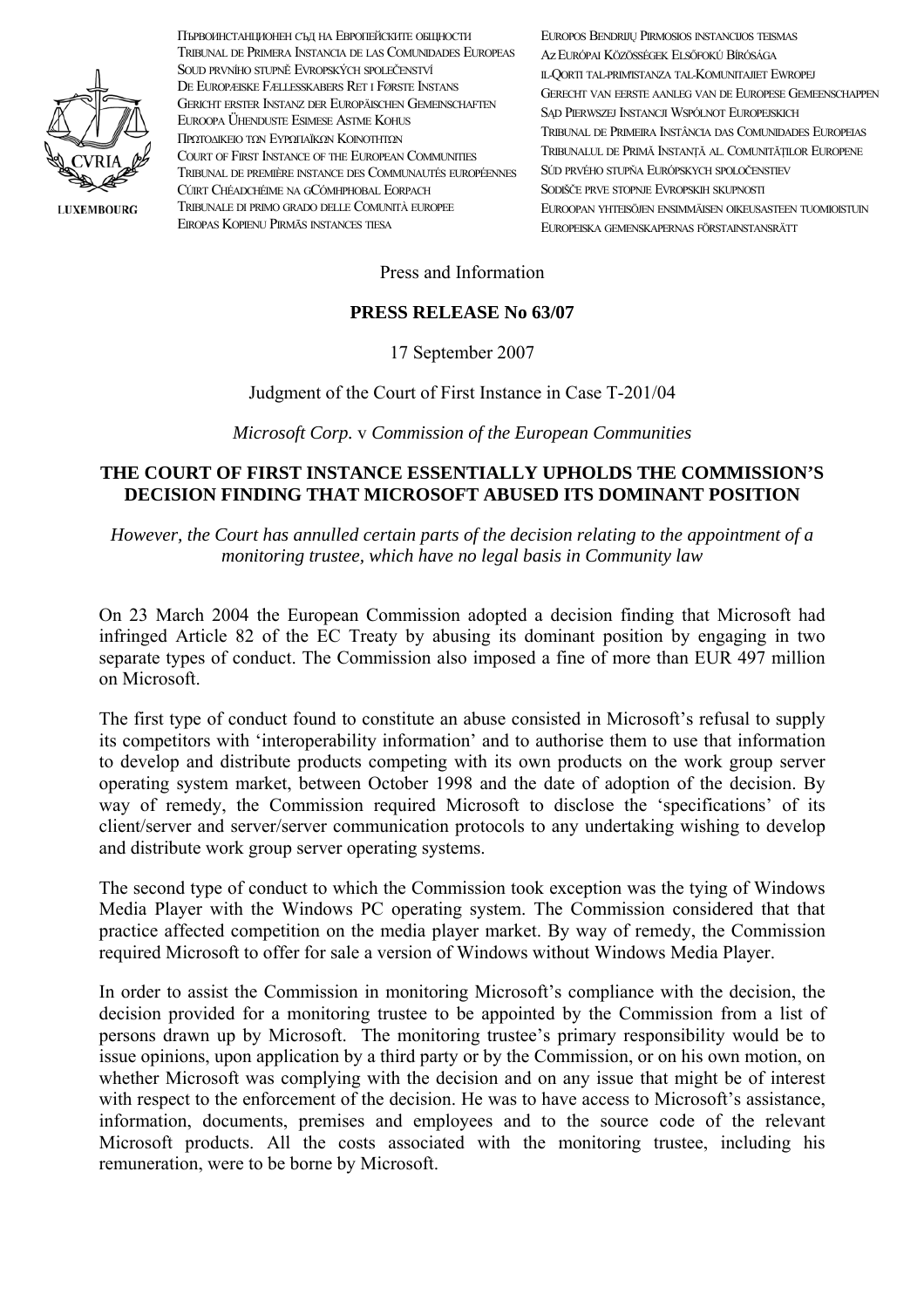ПЪРВОИНСТАНЦИОНЕН СЪД НА ЕВРОПЕЙСКИТЕ ОБЩНОСТИ
TRIBUNAL DE PRIMERA INSTANCIA DE LAS COMUNIDADES EUROPEAS
SOUD PRVNÍHO STUPNĚ EVROPSKÝCH SPOLEČENSTVÍ
DE EUROPÆISKE FÆLLESSKABERS RET I FØRSTE INSTANS
GERICHT ERSTER INSTANZ DER EUROPÄISCHEN GEMEINSCHAFTEN
EUROOPA ÜHENDUSTE ESIMESE ASTME KOHUS
ΠΡΩΤΟΔΙΚΕΙΟ ΤΩΝ ΕΥΡΩΠΑΪΚΩΝ ΚΟΙΝΟΤΗΤΩΝ
COURT OF FIRST INSTANCE OF THE EUROPEAN COMMUNITIES
TRIBUNAL DE PREMIÈRE INSTANCE DES COMMUNAUTÉS EUROPÉENNES
CÚIRT CHÉADCHÉIME NA GCÓMHPHOBAL EORPACH
TRIBUNALE DI PRIMO GRADO DELLE COMUNITÀ EUROPEE
EIROPAS KOPIENU PIRMĀS INSTANCES TIESA
EUROPOS BENDRIJŲ PIRMOSIOS INSTANCIJOS TEISMAS
AZ EURÓPAI KÖZÖSSÉGEK ELSŐFOKÚ BÍRÓSÁGA
IL-QORTI TAL-PRIM'ISTANZA TAL-KOMUNITAJIET EWROPEJ
GERECHT VAN EERSTE AANLEG VAN DE EUROPESE GEMEENSCHAPPEN
SĄD PIERWSZEJ INSTANCJI WSPÓLNOT EUROPEJSKICH
TRIBUNAL DE PRIMEIRA INSTÂNCIA DAS COMUNIDADES EUROPEIAS
TRIBUNALUL DE PRIMĂ INSTANȚĂ AL COMUNITĂȚILOR EUROPENE
SÚD PRVÉHO STUPŇA EURÓPSKYCH SPOLOČENSTIEV
SODIŠČE PRVE STOPNJE EVROPSKIH SKUPNOSTI
EUROOPAN YHTEISÖJEN ENSIMMÄISEN OIKEUSASTEEN TUOMIOISTUIN
EUROPEISKA GEMENSKAPERNAS FÖRSTAINSTANSRÄTT

LUXEMBOURG

Press and Information

**PRESS RELEASE No 63/07**

17 September 2007

Judgment of the Court of First Instance in Case T-201/04

*Microsoft Corp.* v *Commission of the European Communities*

**THE COURT OF FIRST INSTANCE ESSENTIALLY UPHOLDS THE COMMISSION'S DECISION FINDING THAT MICROSOFT ABUSED ITS DOMINANT POSITION**

*However, the Court has annulled certain parts of the decision relating to the appointment of a monitoring trustee, which have no legal basis in Community law*

On 23 March 2004 the European Commission adopted a decision finding that Microsoft had infringed Article 82 of the EC Treaty by abusing its dominant position by engaging in two separate types of conduct. The Commission also imposed a fine of more than EUR 497 million on Microsoft.

The first type of conduct found to constitute an abuse consisted in Microsoft's refusal to supply its competitors with 'interoperability information' and to authorise them to use that information to develop and distribute products competing with its own products on the work group server operating system market, between October 1998 and the date of adoption of the decision. By way of remedy, the Commission required Microsoft to disclose the 'specifications' of its client/server and server/server communication protocols to any undertaking wishing to develop and distribute work group server operating systems.

The second type of conduct to which the Commission took exception was the tying of Windows Media Player with the Windows PC operating system. The Commission considered that that practice affected competition on the media player market. By way of remedy, the Commission required Microsoft to offer for sale a version of Windows without Windows Media Player.

In order to assist the Commission in monitoring Microsoft's compliance with the decision, the decision provided for a monitoring trustee to be appointed by the Commission from a list of persons drawn up by Microsoft. The monitoring trustee's primary responsibility would be to issue opinions, upon application by a third party or by the Commission, or on his own motion, on whether Microsoft was complying with the decision and on any issue that might be of interest with respect to the enforcement of the decision. He was to have access to Microsoft's assistance, information, documents, premises and employees and to the source code of the relevant Microsoft products. All the costs associated with the monitoring trustee, including his remuneration, were to be borne by Microsoft.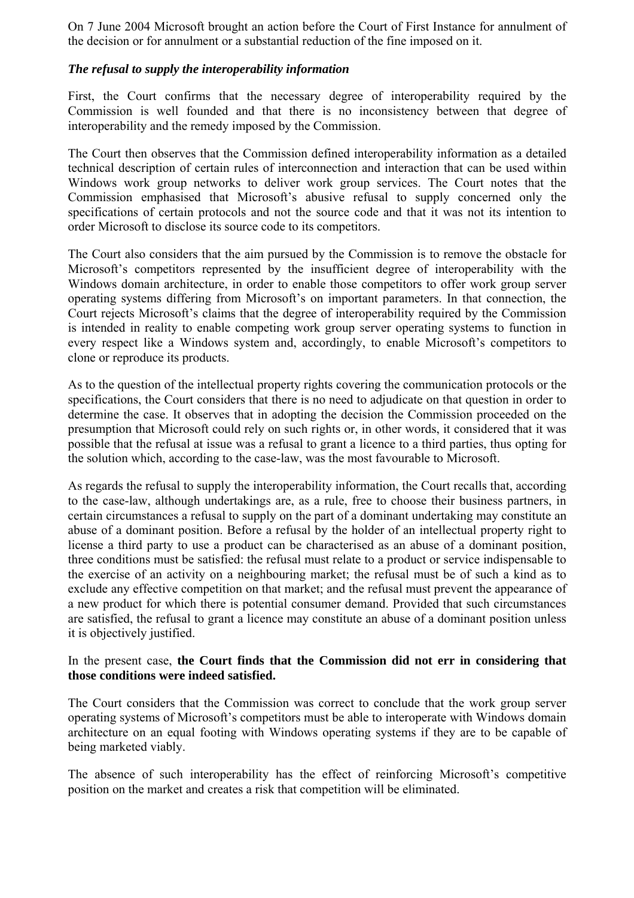On 7 June 2004 Microsoft brought an action before the Court of First Instance for annulment of the decision or for annulment or a substantial reduction of the fine imposed on it.

***The refusal to supply the interoperability information***

First, the Court confirms that the necessary degree of interoperability required by the Commission is well founded and that there is no inconsistency between that degree of interoperability and the remedy imposed by the Commission.

The Court then observes that the Commission defined interoperability information as a detailed technical description of certain rules of interconnection and interaction that can be used within Windows work group networks to deliver work group services. The Court notes that the Commission emphasised that Microsoft's abusive refusal to supply concerned only the specifications of certain protocols and not the source code and that it was not its intention to order Microsoft to disclose its source code to its competitors.

The Court also considers that the aim pursued by the Commission is to remove the obstacle for Microsoft's competitors represented by the insufficient degree of interoperability with the Windows domain architecture, in order to enable those competitors to offer work group server operating systems differing from Microsoft's on important parameters. In that connection, the Court rejects Microsoft's claims that the degree of interoperability required by the Commission is intended in reality to enable competing work group server operating systems to function in every respect like a Windows system and, accordingly, to enable Microsoft's competitors to clone or reproduce its products.

As to the question of the intellectual property rights covering the communication protocols or the specifications, the Court considers that there is no need to adjudicate on that question in order to determine the case. It observes that in adopting the decision the Commission proceeded on the presumption that Microsoft could rely on such rights or, in other words, it considered that it was possible that the refusal at issue was a refusal to grant a licence to a third parties, thus opting for the solution which, according to the case-law, was the most favourable to Microsoft.

As regards the refusal to supply the interoperability information, the Court recalls that, according to the case-law, although undertakings are, as a rule, free to choose their business partners, in certain circumstances a refusal to supply on the part of a dominant undertaking may constitute an abuse of a dominant position. Before a refusal by the holder of an intellectual property right to license a third party to use a product can be characterised as an abuse of a dominant position, three conditions must be satisfied: the refusal must relate to a product or service indispensable to the exercise of an activity on a neighbouring market; the refusal must be of such a kind as to exclude any effective competition on that market; and the refusal must prevent the appearance of a new product for which there is potential consumer demand. Provided that such circumstances are satisfied, the refusal to grant a licence may constitute an abuse of a dominant position unless it is objectively justified.

In the present case, **the Court finds that the Commission did not err in considering that those conditions were indeed satisfied.**

The Court considers that the Commission was correct to conclude that the work group server operating systems of Microsoft's competitors must be able to interoperate with Windows domain architecture on an equal footing with Windows operating systems if they are to be capable of being marketed viably.

The absence of such interoperability has the effect of reinforcing Microsoft's competitive position on the market and creates a risk that competition will be eliminated.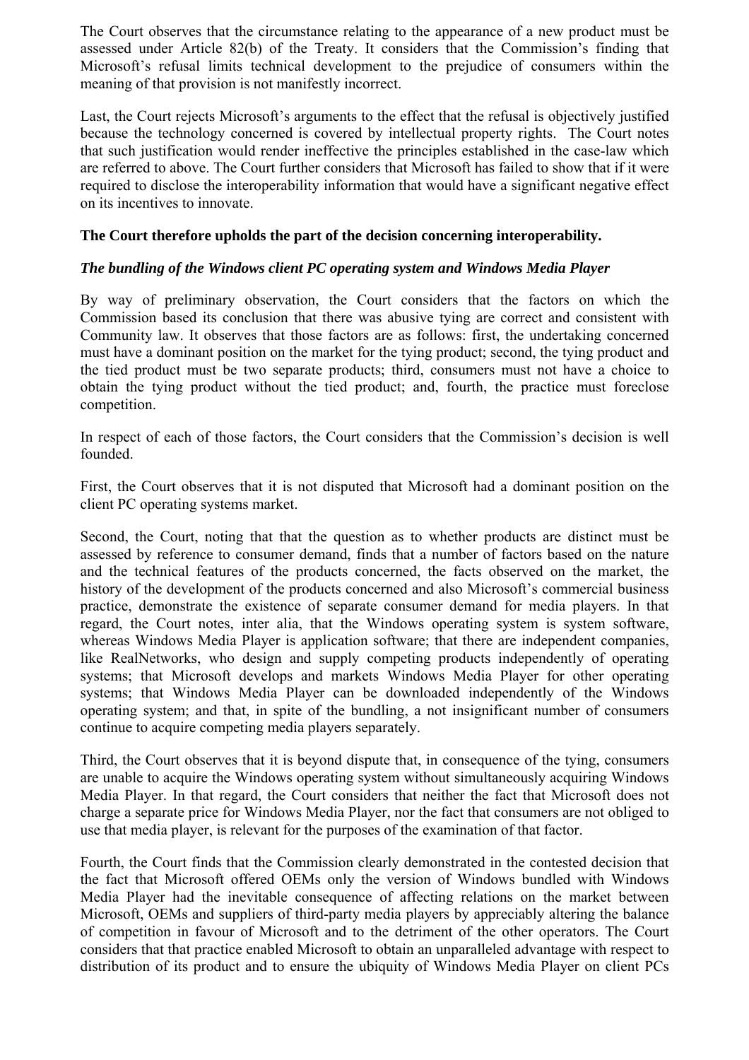The Court observes that the circumstance relating to the appearance of a new product must be assessed under Article 82(b) of the Treaty. It considers that the Commission's finding that Microsoft's refusal limits technical development to the prejudice of consumers within the meaning of that provision is not manifestly incorrect.

Last, the Court rejects Microsoft's arguments to the effect that the refusal is objectively justified because the technology concerned is covered by intellectual property rights. The Court notes that such justification would render ineffective the principles established in the case-law which are referred to above. The Court further considers that Microsoft has failed to show that if it were required to disclose the interoperability information that would have a significant negative effect on its incentives to innovate.

**The Court therefore upholds the part of the decision concerning interoperability.**

***The bundling of the Windows client PC operating system and Windows Media Player***

By way of preliminary observation, the Court considers that the factors on which the Commission based its conclusion that there was abusive tying are correct and consistent with Community law. It observes that those factors are as follows: first, the undertaking concerned must have a dominant position on the market for the tying product; second, the tying product and the tied product must be two separate products; third, consumers must not have a choice to obtain the tying product without the tied product; and, fourth, the practice must foreclose competition.

In respect of each of those factors, the Court considers that the Commission's decision is well founded.

First, the Court observes that it is not disputed that Microsoft had a dominant position on the client PC operating systems market.

Second, the Court, noting that that the question as to whether products are distinct must be assessed by reference to consumer demand, finds that a number of factors based on the nature and the technical features of the products concerned, the facts observed on the market, the history of the development of the products concerned and also Microsoft's commercial business practice, demonstrate the existence of separate consumer demand for media players. In that regard, the Court notes, inter alia, that the Windows operating system is system software, whereas Windows Media Player is application software; that there are independent companies, like RealNetworks, who design and supply competing products independently of operating systems; that Microsoft develops and markets Windows Media Player for other operating systems; that Windows Media Player can be downloaded independently of the Windows operating system; and that, in spite of the bundling, a not insignificant number of consumers continue to acquire competing media players separately.

Third, the Court observes that it is beyond dispute that, in consequence of the tying, consumers are unable to acquire the Windows operating system without simultaneously acquiring Windows Media Player. In that regard, the Court considers that neither the fact that Microsoft does not charge a separate price for Windows Media Player, nor the fact that consumers are not obliged to use that media player, is relevant for the purposes of the examination of that factor.

Fourth, the Court finds that the Commission clearly demonstrated in the contested decision that the fact that Microsoft offered OEMs only the version of Windows bundled with Windows Media Player had the inevitable consequence of affecting relations on the market between Microsoft, OEMs and suppliers of third-party media players by appreciably altering the balance of competition in favour of Microsoft and to the detriment of the other operators. The Court considers that that practice enabled Microsoft to obtain an unparalleled advantage with respect to distribution of its product and to ensure the ubiquity of Windows Media Player on client PCs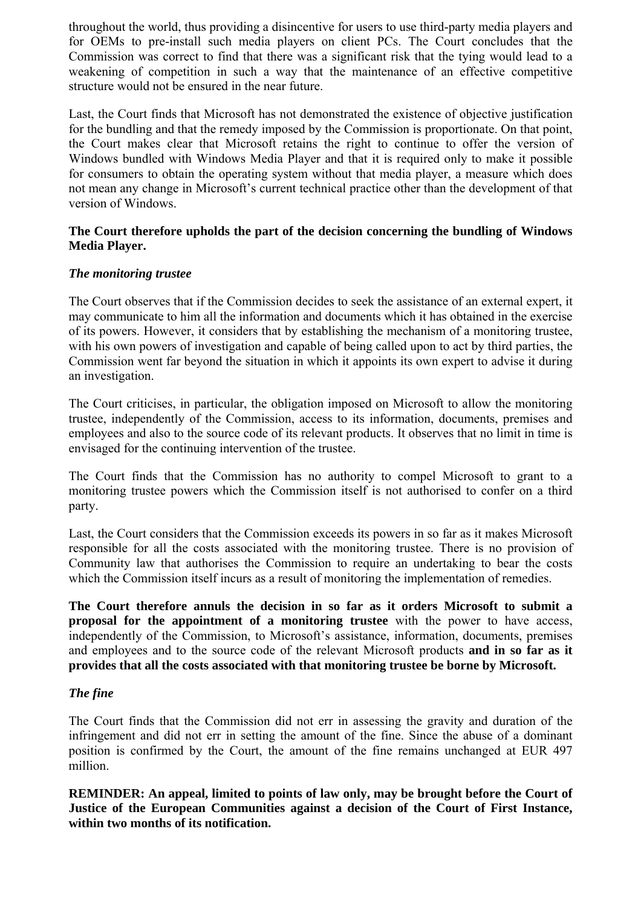throughout the world, thus providing a disincentive for users to use third-party media players and for OEMs to pre-install such media players on client PCs. The Court concludes that the Commission was correct to find that there was a significant risk that the tying would lead to a weakening of competition in such a way that the maintenance of an effective competitive structure would not be ensured in the near future.

Last, the Court finds that Microsoft has not demonstrated the existence of objective justification for the bundling and that the remedy imposed by the Commission is proportionate. On that point, the Court makes clear that Microsoft retains the right to continue to offer the version of Windows bundled with Windows Media Player and that it is required only to make it possible for consumers to obtain the operating system without that media player, a measure which does not mean any change in Microsoft's current technical practice other than the development of that version of Windows.

**The Court therefore upholds the part of the decision concerning the bundling of Windows Media Player.**

### *The monitoring trustee*

The Court observes that if the Commission decides to seek the assistance of an external expert, it may communicate to him all the information and documents which it has obtained in the exercise of its powers. However, it considers that by establishing the mechanism of a monitoring trustee, with his own powers of investigation and capable of being called upon to act by third parties, the Commission went far beyond the situation in which it appoints its own expert to advise it during an investigation.

The Court criticises, in particular, the obligation imposed on Microsoft to allow the monitoring trustee, independently of the Commission, access to its information, documents, premises and employees and also to the source code of its relevant products. It observes that no limit in time is envisaged for the continuing intervention of the trustee.

The Court finds that the Commission has no authority to compel Microsoft to grant to a monitoring trustee powers which the Commission itself is not authorised to confer on a third party.

Last, the Court considers that the Commission exceeds its powers in so far as it makes Microsoft responsible for all the costs associated with the monitoring trustee. There is no provision of Community law that authorises the Commission to require an undertaking to bear the costs which the Commission itself incurs as a result of monitoring the implementation of remedies.

**The Court therefore annuls the decision in so far as it orders Microsoft to submit a proposal for the appointment of a monitoring trustee** with the power to have access, independently of the Commission, to Microsoft's assistance, information, documents, premises and employees and to the source code of the relevant Microsoft products **and in so far as it provides that all the costs associated with that monitoring trustee be borne by Microsoft.**

### *The fine*

The Court finds that the Commission did not err in assessing the gravity and duration of the infringement and did not err in setting the amount of the fine. Since the abuse of a dominant position is confirmed by the Court, the amount of the fine remains unchanged at EUR 497 million.

**REMINDER: An appeal, limited to points of law only, may be brought before the Court of Justice of the European Communities against a decision of the Court of First Instance, within two months of its notification.**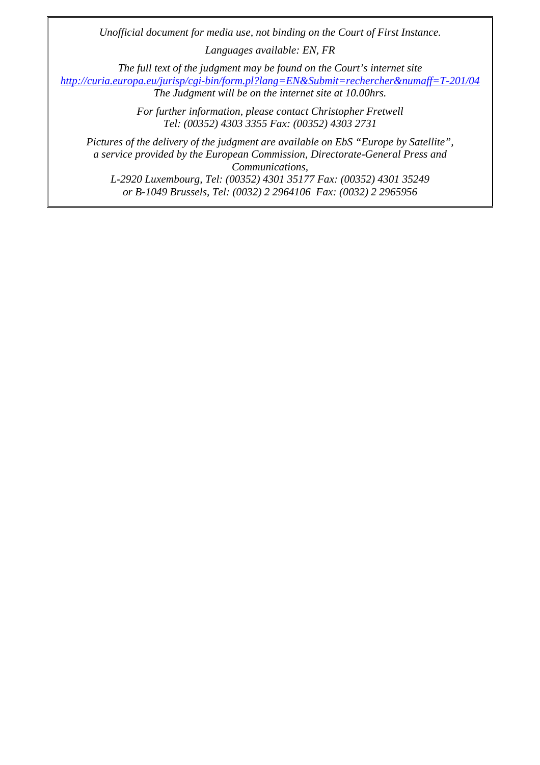*Unofficial document for media use, not binding on the Court of First Instance.*

*Languages available: EN, FR*

*The full text of the judgment may be found on the Court's internet site*
*http://curia.europa.eu/jurisp/cgi-bin/form.pl?lang=EN&Submit=rechercher&numaff=T-201/04*
*The Judgment will be on the internet site at 10.00hrs.*

*For further information, please contact Christopher Fretwell*
*Tel: (00352) 4303 3355 Fax: (00352) 4303 2731*

*Pictures of the delivery of the judgment are available on EbS "Europe by Satellite", a service provided by the European Commission, Directorate-General Press and Communications,*
*L-2920 Luxembourg, Tel: (00352) 4301 35177 Fax: (00352) 4301 35249*
*or B-1049 Brussels, Tel: (0032) 2 2964106 Fax: (0032) 2 2965956*